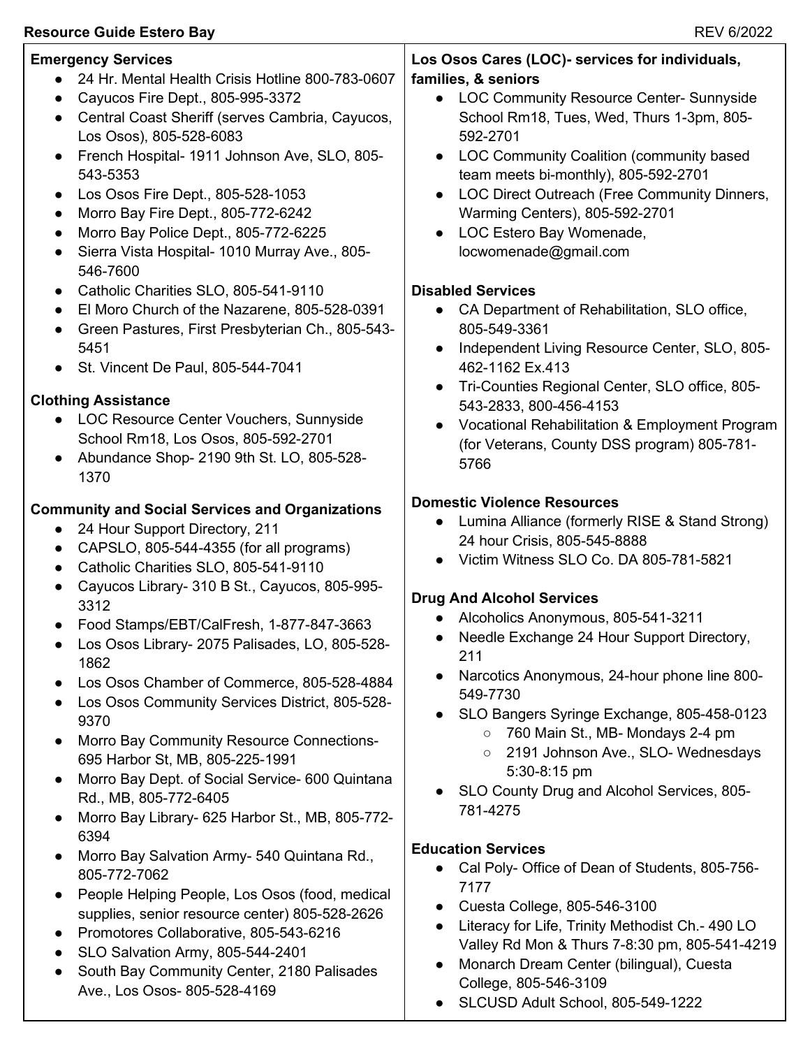**Resource Guide Estero Bay** REV 6/2022

**Emergency Services**

- 24 Hr. Mental Health Crisis Hotline 800-783-0607
- Cayucos Fire Dept., 805-995-3372
- Central Coast Sheriff (serves Cambria, Cayucos, Los Osos), 805-528-6083
- French Hospital- 1911 Johnson Ave, SLO, 805-543-5353
- Los Osos Fire Dept., 805-528-1053
- Morro Bay Fire Dept., 805-772-6242
- Morro Bay Police Dept., 805-772-6225
- Sierra Vista Hospital- 1010 Murray Ave., 805-546-7600
- Catholic Charities SLO, 805-541-9110
- El Moro Church of the Nazarene, 805-528-0391
- Green Pastures, First Presbyterian Ch., 805-543-5451
- St. Vincent De Paul, 805-544-7041

**Clothing Assistance**

- LOC Resource Center Vouchers, Sunnyside School Rm18, Los Osos, 805-592-2701
- Abundance Shop- 2190 9th St. LO, 805-528-1370

**Community and Social Services and Organizations**

- 24 Hour Support Directory, 211
- CAPSLO, 805-544-4355 (for all programs)
- Catholic Charities SLO, 805-541-9110
- Cayucos Library- 310 B St., Cayucos, 805-995-3312
- Food Stamps/EBT/CalFresh, 1-877-847-3663
- Los Osos Library- 2075 Palisades, LO, 805-528-1862
- Los Osos Chamber of Commerce, 805-528-4884
- Los Osos Community Services District, 805-528-9370
- Morro Bay Community Resource Connections- 695 Harbor St, MB, 805-225-1991
- Morro Bay Dept. of Social Service- 600 Quintana Rd., MB, 805-772-6405
- Morro Bay Library- 625 Harbor St., MB, 805-772-6394
- Morro Bay Salvation Army- 540 Quintana Rd., 805-772-7062
- People Helping People, Los Osos (food, medical supplies, senior resource center) 805-528-2626
- Promotores Collaborative, 805-543-6216
- SLO Salvation Army, 805-544-2401
- South Bay Community Center, 2180 Palisades Ave., Los Osos- 805-528-4169

**Los Osos Cares (LOC)- services for individuals, families, & seniors**

- LOC Community Resource Center- Sunnyside School Rm18, Tues, Wed, Thurs 1-3pm, 805-592-2701
- LOC Community Coalition (community based team meets bi-monthly), 805-592-2701
- LOC Direct Outreach (Free Community Dinners, Warming Centers), 805-592-2701
- LOC Estero Bay Womenade, locwomenade@gmail.com

**Disabled Services**

- CA Department of Rehabilitation, SLO office, 805-549-3361
- Independent Living Resource Center, SLO, 805-462-1162 Ex.413
- Tri-Counties Regional Center, SLO office, 805-543-2833, 800-456-4153
- Vocational Rehabilitation & Employment Program (for Veterans, County DSS program) 805-781-5766

**Domestic Violence Resources**

- Lumina Alliance (formerly RISE & Stand Strong) 24 hour Crisis, 805-545-8888
- Victim Witness SLO Co. DA 805-781-5821

**Drug And Alcohol Services**

- Alcoholics Anonymous, 805-541-3211
- Needle Exchange 24 Hour Support Directory, 211
- Narcotics Anonymous, 24-hour phone line 800-549-7730
- SLO Bangers Syringe Exchange, 805-458-0123
  - 760 Main St., MB- Mondays 2-4 pm
  - 2191 Johnson Ave., SLO- Wednesdays 5:30-8:15 pm
- SLO County Drug and Alcohol Services, 805-781-4275

**Education Services**

- Cal Poly- Office of Dean of Students, 805-756-7177
- Cuesta College, 805-546-3100
- Literacy for Life, Trinity Methodist Ch.- 490 LO Valley Rd Mon & Thurs 7-8:30 pm, 805-541-4219
- Monarch Dream Center (bilingual), Cuesta College, 805-546-3109
- SLCUSD Adult School, 805-549-1222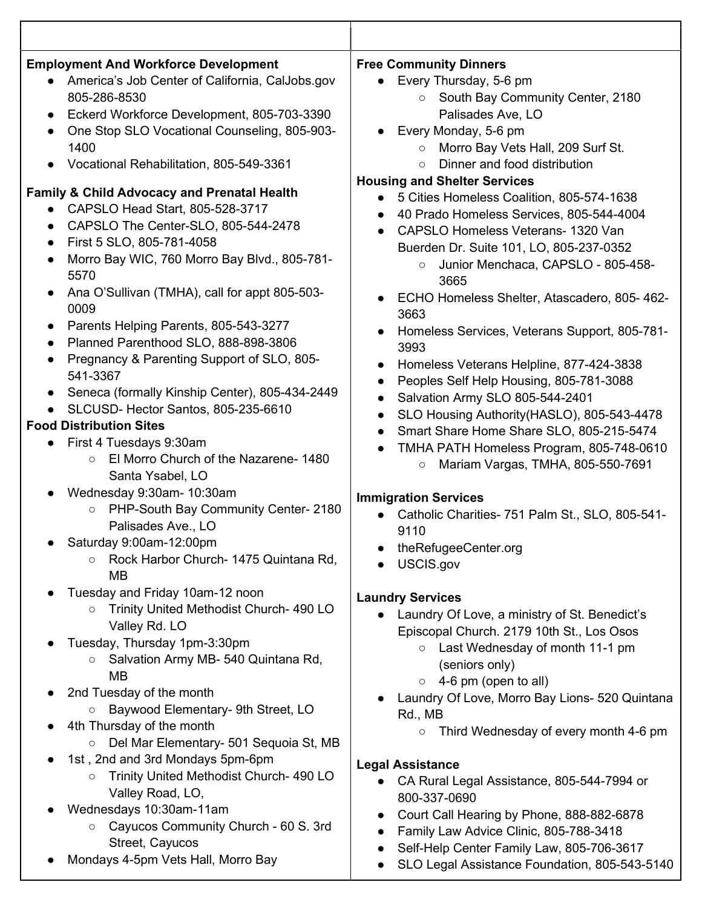**Employment And Workforce Development**

- America's Job Center of California, CalJobs.gov 805-286-8530
- Eckerd Workforce Development, 805-703-3390
- One Stop SLO Vocational Counseling, 805-903-1400
- Vocational Rehabilitation, 805-549-3361

**Family & Child Advocacy and Prenatal Health**

- CAPSLO Head Start, 805-528-3717
- CAPSLO The Center-SLO, 805-544-2478
- First 5 SLO, 805-781-4058
- Morro Bay WIC, 760 Morro Bay Blvd., 805-781-5570
- Ana O'Sullivan (TMHA), call for appt 805-503-0009
- Parents Helping Parents, 805-543-3277
- Planned Parenthood SLO, 888-898-3806
- Pregnancy & Parenting Support of SLO, 805-541-3367
- Seneca (formally Kinship Center), 805-434-2449
- SLCUSD- Hector Santos, 805-235-6610

**Food Distribution Sites**

- First 4 Tuesdays 9:30am
  - El Morro Church of the Nazarene- 1480 Santa Ysabel, LO
- Wednesday 9:30am- 10:30am
  - PHP-South Bay Community Center- 2180 Palisades Ave., LO
- Saturday 9:00am-12:00pm
  - Rock Harbor Church- 1475 Quintana Rd, MB
- Tuesday and Friday 10am-12 noon
  - Trinity United Methodist Church- 490 LO Valley Rd. LO
- Tuesday, Thursday 1pm-3:30pm
  - Salvation Army MB- 540 Quintana Rd, MB
- 2nd Tuesday of the month
  - Baywood Elementary- 9th Street, LO
- 4th Thursday of the month
  - Del Mar Elementary- 501 Sequoia St, MB
- 1st , 2nd and 3rd Mondays 5pm-6pm
  - Trinity United Methodist Church- 490 LO Valley Road, LO,
- Wednesdays 10:30am-11am
  - Cayucos Community Church - 60 S. 3rd Street, Cayucos
- Mondays 4-5pm Vets Hall, Morro Bay

**Free Community Dinners**

- Every Thursday, 5-6 pm
  - South Bay Community Center, 2180 Palisades Ave, LO
- Every Monday, 5-6 pm
  - Morro Bay Vets Hall, 209 Surf St.
  - Dinner and food distribution

**Housing and Shelter Services**

- 5 Cities Homeless Coalition, 805-574-1638
- 40 Prado Homeless Services, 805-544-4004
- CAPSLO Homeless Veterans- 1320 Van Buerden Dr. Suite 101, LO, 805-237-0352
  - Junior Menchaca, CAPSLO - 805-458-3665
- ECHO Homeless Shelter, Atascadero, 805- 462-3663
- Homeless Services, Veterans Support, 805-781-3993
- Homeless Veterans Helpline, 877-424-3838
- Peoples Self Help Housing, 805-781-3088
- Salvation Army SLO 805-544-2401
- SLO Housing Authority(HASLO), 805-543-4478
- Smart Share Home Share SLO, 805-215-5474
- TMHA PATH Homeless Program, 805-748-0610
  - Mariam Vargas, TMHA, 805-550-7691

**Immigration Services**

- Catholic Charities- 751 Palm St., SLO, 805-541-9110
- theRefugeeCenter.org
- USCIS.gov

**Laundry Services**

- Laundry Of Love, a ministry of St. Benedict's Episcopal Church. 2179 10th St., Los Osos
  - Last Wednesday of month 11-1 pm (seniors only)
  - 4-6 pm (open to all)
- Laundry Of Love, Morro Bay Lions- 520 Quintana Rd., MB
  - Third Wednesday of every month 4-6 pm

**Legal Assistance**

- CA Rural Legal Assistance, 805-544-7994 or 800-337-0690
- Court Call Hearing by Phone, 888-882-6878
- Family Law Advice Clinic, 805-788-3418
- Self-Help Center Family Law, 805-706-3617
- SLO Legal Assistance Foundation, 805-543-5140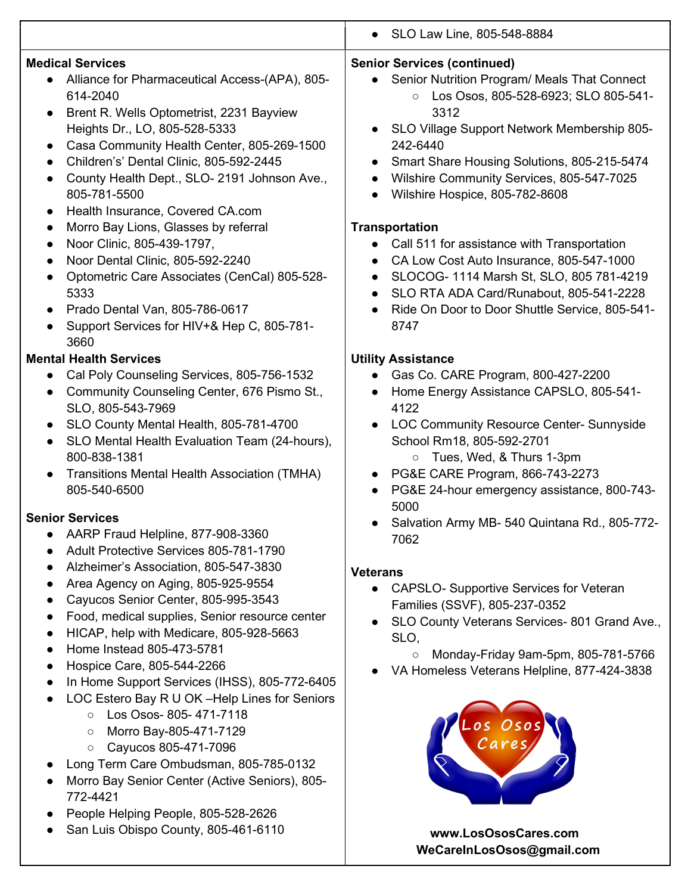- SLO Law Line, 805-548-8884

**Medical Services**

- Alliance for Pharmaceutical Access-(APA), 805-614-2040
- Brent R. Wells Optometrist, 2231 Bayview Heights Dr., LO, 805-528-5333
- Casa Community Health Center, 805-269-1500
- Children's' Dental Clinic, 805-592-2445
- County Health Dept., SLO- 2191 Johnson Ave., 805-781-5500
- Health Insurance, Covered CA.com
- Morro Bay Lions, Glasses by referral
- Noor Clinic, 805-439-1797,
- Noor Dental Clinic, 805-592-2240
- Optometric Care Associates (CenCal) 805-528-5333
- Prado Dental Van, 805-786-0617
- Support Services for HIV+& Hep C, 805-781-3660

**Mental Health Services**

- Cal Poly Counseling Services, 805-756-1532
- Community Counseling Center, 676 Pismo St., SLO, 805-543-7969
- SLO County Mental Health, 805-781-4700
- SLO Mental Health Evaluation Team (24-hours), 800-838-1381
- Transitions Mental Health Association (TMHA) 805-540-6500

**Senior Services**

- AARP Fraud Helpline, 877-908-3360
- Adult Protective Services 805-781-1790
- Alzheimer's Association, 805-547-3830
- Area Agency on Aging, 805-925-9554
- Cayucos Senior Center, 805-995-3543
- Food, medical supplies, Senior resource center
- HICAP, help with Medicare, 805-928-5663
- Home Instead 805-473-5781
- Hospice Care, 805-544-2266
- In Home Support Services (IHSS), 805-772-6405
- LOC Estero Bay R U OK –Help Lines for Seniors
  - Los Osos- 805- 471-7118
  - Morro Bay-805-471-7129
  - Cayucos 805-471-7096
- Long Term Care Ombudsman, 805-785-0132
- Morro Bay Senior Center (Active Seniors), 805-772-4421
- People Helping People, 805-528-2626
- San Luis Obispo County, 805-461-6110

**Senior Services (continued)**

- Senior Nutrition Program/ Meals That Connect
  - Los Osos, 805-528-6923; SLO 805-541-3312
- SLO Village Support Network Membership 805-242-6440
- Smart Share Housing Solutions, 805-215-5474
- Wilshire Community Services, 805-547-7025
- Wilshire Hospice, 805-782-8608

**Transportation**

- Call 511 for assistance with Transportation
- CA Low Cost Auto Insurance, 805-547-1000
- SLOCOG- 1114 Marsh St, SLO, 805 781-4219
- SLO RTA ADA Card/Runabout, 805-541-2228
- Ride On Door to Door Shuttle Service, 805-541-8747

**Utility Assistance**

- Gas Co. CARE Program, 800-427-2200
- Home Energy Assistance CAPSLO, 805-541-4122
- LOC Community Resource Center- Sunnyside School Rm18, 805-592-2701
  - Tues, Wed, & Thurs 1-3pm
- PG&E CARE Program, 866-743-2273
- PG&E 24-hour emergency assistance, 800-743-5000
- Salvation Army MB- 540 Quintana Rd., 805-772-7062

**Veterans**

- CAPSLO- Supportive Services for Veteran Families (SSVF), 805-237-0352
- SLO County Veterans Services- 801 Grand Ave., SLO,
  - Monday-Friday 9am-5pm, 805-781-5766
- VA Homeless Veterans Helpline, 877-424-3838

Los Osos Cares

**www.LosOsosCares.com**
**WeCareInLosOsos@gmail.com**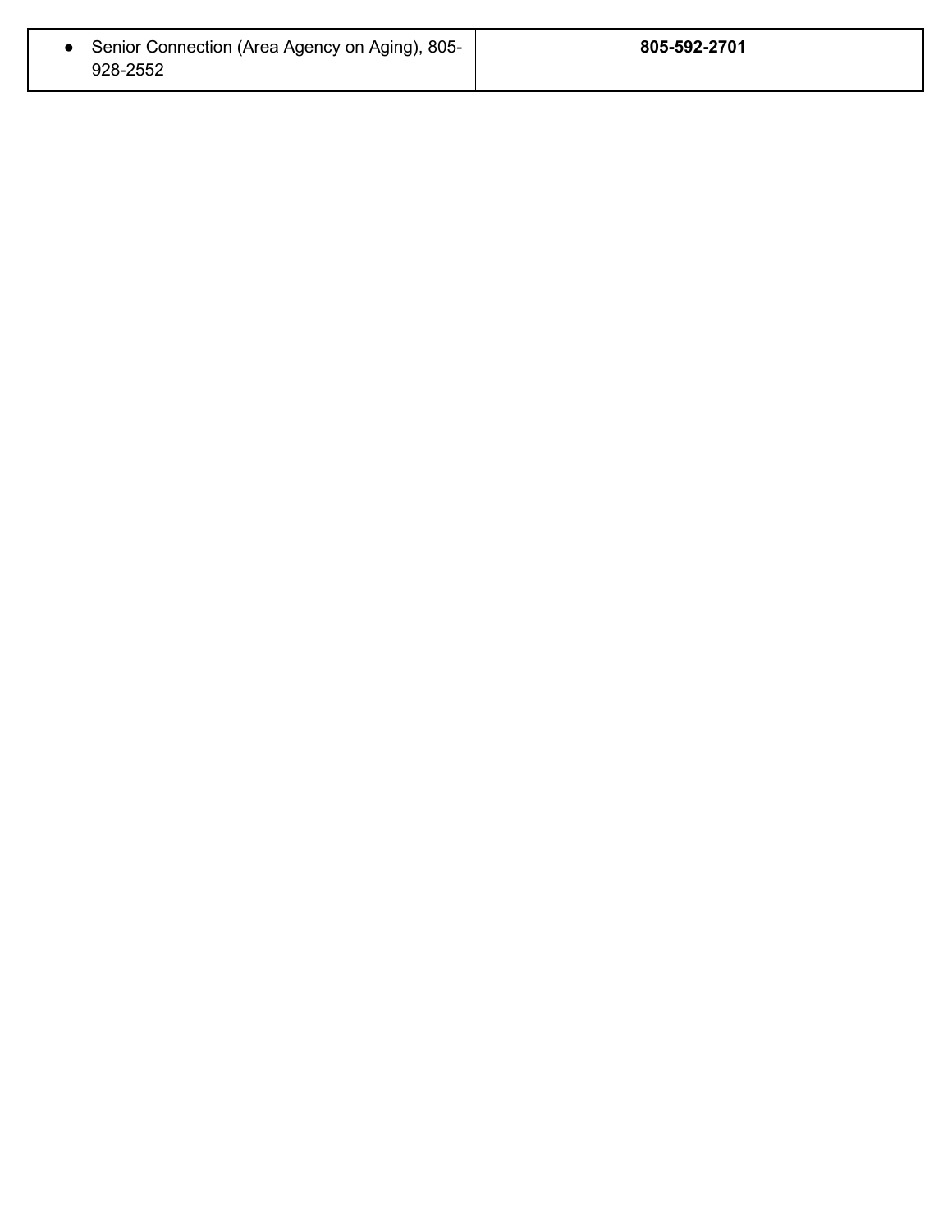| | |
|---|---|
| • Senior Connection (Area Agency on Aging), 805-928-2552 | **805-592-2701** |